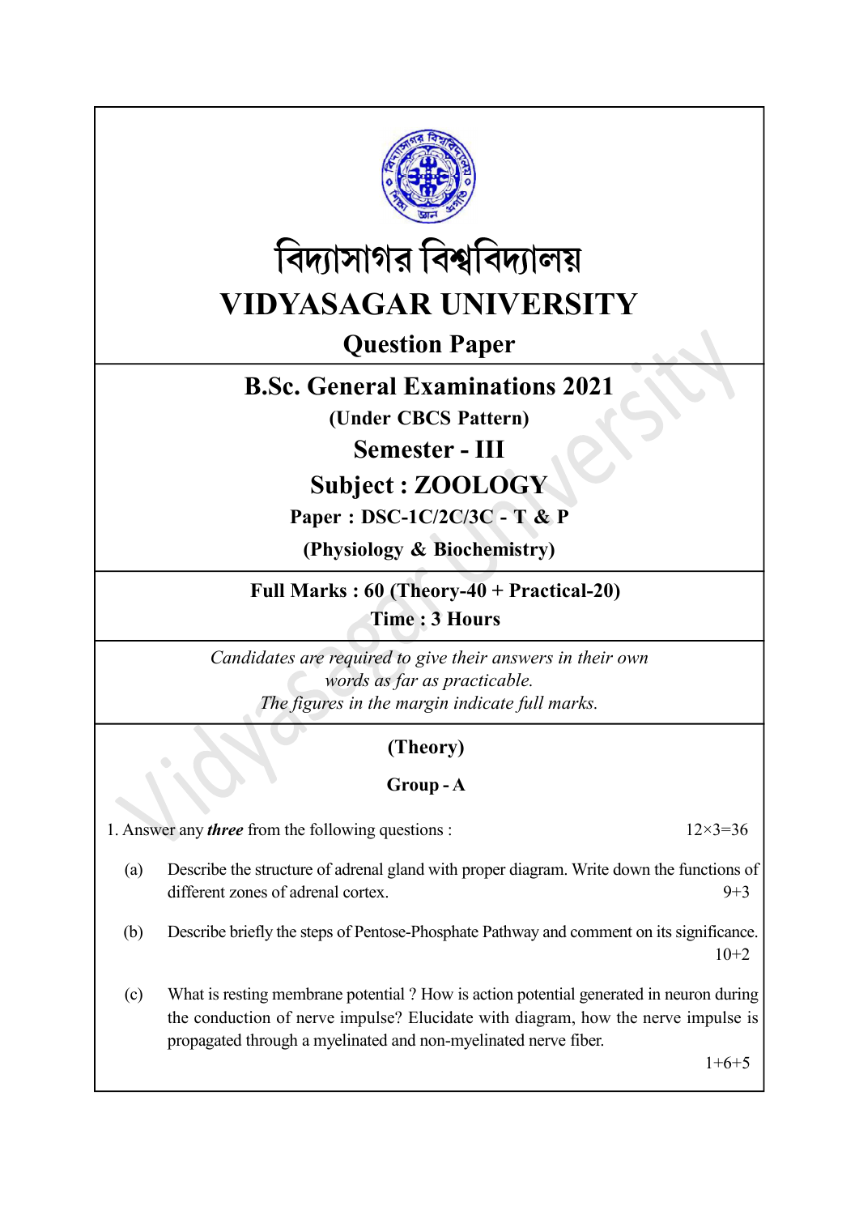# বিদ্যাসাগর বিশ্ববিদ্যালয়

# VIDYASAGAR UNIVERSITY

## Question Paper

## B.Sc. General Examinations 2021

**(Under CBCS Pattern)**

## Semester - III

## Subject : ZOOLOGY

**Paper : DSC-1C/2C/3C - T & P**

**(Physiology & Biochemistry)**

**Full Marks : 60 (Theory-40 + Practical-20)**

**Time : 3 Hours**

*Candidates are required to give their answers in their own words as far as practicable.*

*The figures in the margin indicate full marks.*

### (Theory)

### Group - A

1. Answer any ***three*** from the following questions : 12×3=36

(a) Describe the structure of adrenal gland with proper diagram. Write down the functions of different zones of adrenal cortex. 9+3

(b) Describe briefly the steps of Pentose-Phosphate Pathway and comment on its significance. 10+2

(c) What is resting membrane potential ? How is action potential generated in neuron during the conduction of nerve impulse? Elucidate with diagram, how the nerve impulse is propagated through a myelinated and non-myelinated nerve fiber. 1+6+5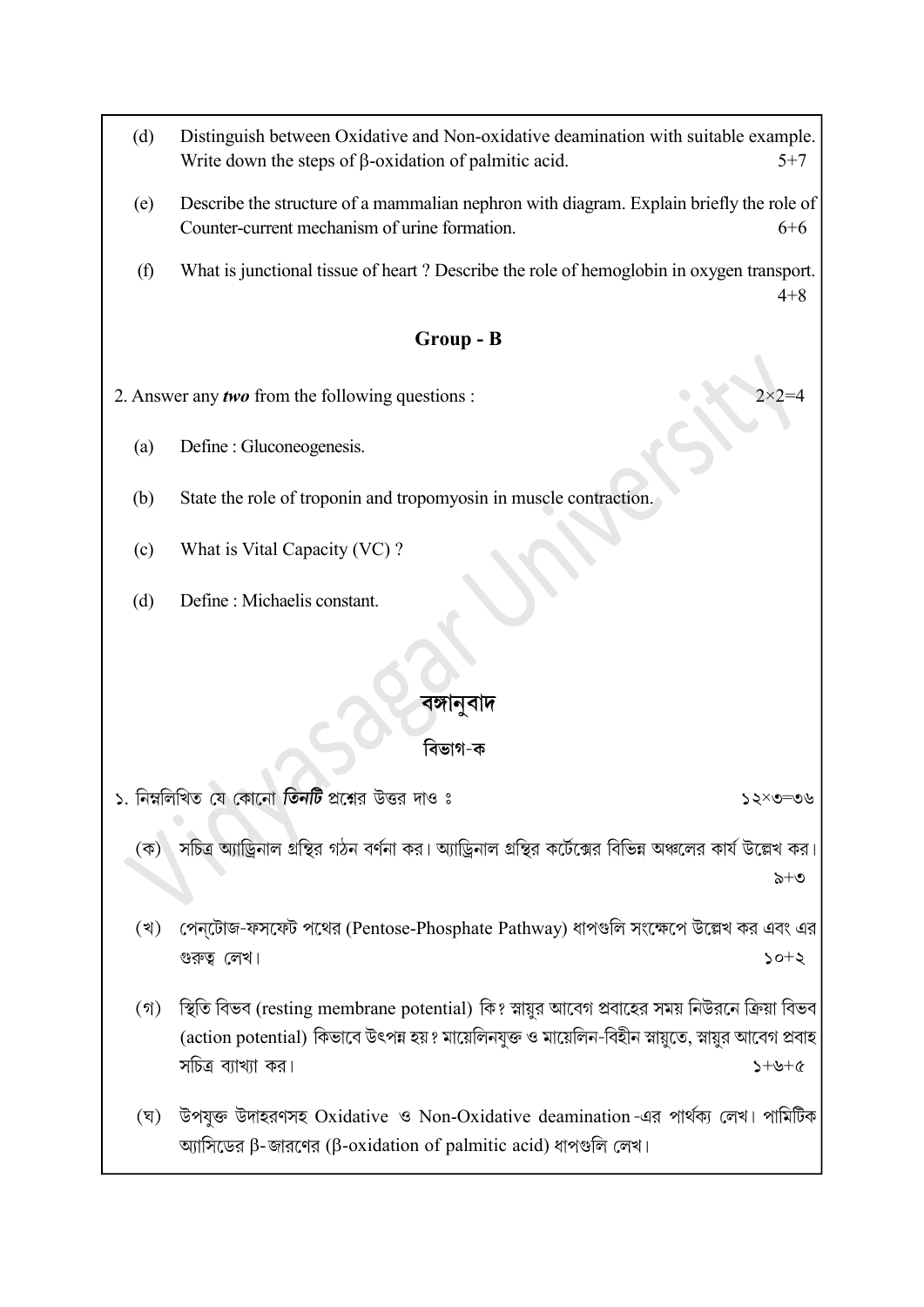(d) Distinguish between Oxidative and Non-oxidative deamination with suitable example. Write down the steps of β-oxidation of palmitic acid. 5+7

(e) Describe the structure of a mammalian nephron with diagram. Explain briefly the role of Counter-current mechanism of urine formation. 6+6

(f) What is junctional tissue of heart ? Describe the role of hemoglobin in oxygen transport. 4+8

## Group - B

2. Answer any ***two*** from the following questions : $2\times2=4$

(a) Define : Gluconeogenesis.

(b) State the role of troponin and tropomyosin in muscle contraction.

(c) What is Vital Capacity (VC) ?

(d) Define : Michaelis constant.

## বঙ্গানুবাদ

### বিভাগ-ক

১. নিম্নলিখিত যে কোনো ***তিনটি*** প্রশ্নের উত্তর দাও ঃ ১২×৩=৩৬

(ক) সচিত্র অ্যাড্রিনাল গ্রন্থির গঠন বর্ণনা কর। অ্যাড্রিনাল গ্রন্থির কর্টেক্সের বিভিন্ন অঞ্চলের কার্য উল্লেখ কর। ৯+৩

(খ) পেন্টোজ-ফসফেট পথের (Pentose-Phosphate Pathway) ধাপগুলি সংক্ষেপে উল্লেখ কর এবং এর গুরুত্ব লেখ। ১০+২

(গ) স্থিতি বিভব (resting membrane potential) কি? স্নায়ুর আবেগ প্রবাহের সময় নিউরনে ক্রিয়া বিভব (action potential) কিভাবে উৎপন্ন হয়? মায়েলিনযুক্ত ও মায়েলিন-বিহীন স্নায়ুতে, স্নায়ুর আবেগ প্রবাহ সচিত্র ব্যাখ্যা কর। ১+৬+৫

(ঘ) উপযুক্ত উদাহরণসহ Oxidative ও Non-Oxidative deamination-এর পার্থক্য লেখ। পামিটিক অ্যাসিডের β-জারণের (β-oxidation of palmitic acid) ধাপগুলি লেখ।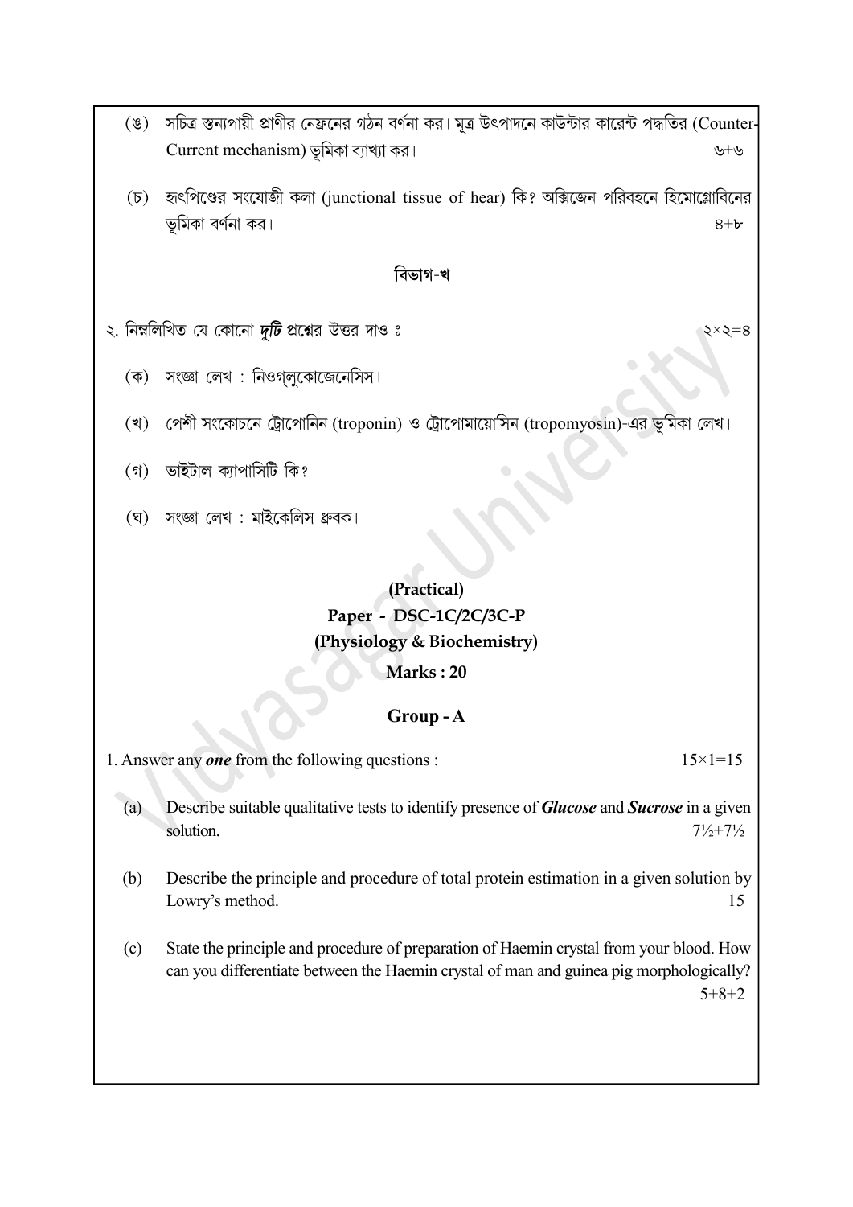(ঙ) সচিত্র স্তন্যপায়ী প্রাণীর নেফ্রনের গঠন বর্ণনা কর। মূত্র উৎপাদনে কাউন্টার কারেন্ট পদ্ধতির (Counter-Current mechanism) ভূমিকা ব্যাখ্যা কর। ৬+৬

(চ) হৃৎপিণ্ডের সংযোজী কলা (junctional tissue of hear) কি? অক্সিজেন পরিবহনে হিমোগ্লোবিনের ভূমিকা বর্ণনা কর। ৪+৮

### বিভাগ-খ

২. নিম্নলিখিত যে কোনো ***দুটি*** প্রশ্নের উত্তর দাও ঃ ২×২=৪

(ক) সংজ্ঞা লেখ : নিওগ্লুকোজেনেসিস।

(খ) পেশী সংকোচনে ট্রোপোনিন (troponin) ও ট্রোপোমায়োসিন (tropomyosin)-এর ভূমিকা লেখ।

(গ) ভাইটাল ক্যাপাসিটি কি?

(ঘ) সংজ্ঞা লেখ : মাইকেলিস ধ্রুবক।

## (Practical)
## Paper - DSC-1C/2C/3C-P
## (Physiology & Biochemistry)
**Marks : 20**

### Group - A

1. Answer any ***one*** from the following questions : 15×1=15

(a) Describe suitable qualitative tests to identify presence of ***Glucose*** and ***Sucrose*** in a given solution. 7½+7½

(b) Describe the principle and procedure of total protein estimation in a given solution by Lowry's method. 15

(c) State the principle and procedure of preparation of Haemin crystal from your blood. How can you differentiate between the Haemin crystal of man and guinea pig morphologically? 5+8+2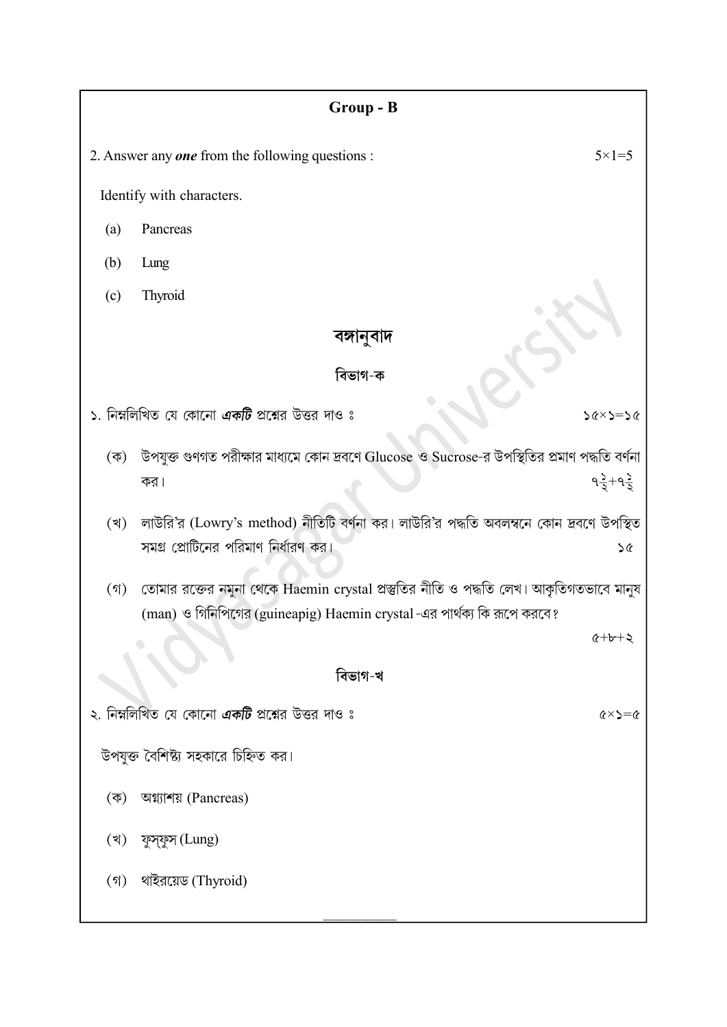## Group - B

2. Answer any ***one*** from the following questions : 5×1=5

Identify with characters.

(a) Pancreas

(b) Lung

(c) Thyroid

## বঙ্গানুবাদ

### বিভাগ-ক

১. নিম্নলিখিত যে কোনো ***একটি*** প্রশ্নের উত্তর দাও ঃ ১৫×১=১৫

(ক) উপযুক্ত গুণগত পরীক্ষার মাধ্যমে কোন দ্রবণে Glucose ও Sucrose-র উপস্থিতির প্রমাণ পদ্ধতি বর্ণনা কর। ৭½+৭½

(খ) লাউরি'র (Lowry's method) নীতিটি বর্ণনা কর। লাউরি'র পদ্ধতি অবলম্বনে কোন দ্রবণে উপস্থিত সমগ্র প্রোটিনের পরিমাণ নির্ধারণ কর। ১৫

(গ) তোমার রক্তের নমুনা থেকে Haemin crystal প্রস্তুতির নীতি ও পদ্ধতি লেখ। আকৃতিগতভাবে মানুষ (man) ও গিনিপিগের (guineapig) Haemin crystal-এর পার্থক্য কি রূপে করবে? ৫+৮+২

### বিভাগ-খ

২. নিম্নলিখিত যে কোনো ***একটি*** প্রশ্নের উত্তর দাও ঃ ৫×১=৫

উপযুক্ত বৈশিষ্ট্য সহকারে চিহ্নিত কর।

(ক) অগ্ন্যাশয় (Pancreas)

(খ) ফুস্‌ফুস (Lung)

(গ) থাইরয়েড (Thyroid)